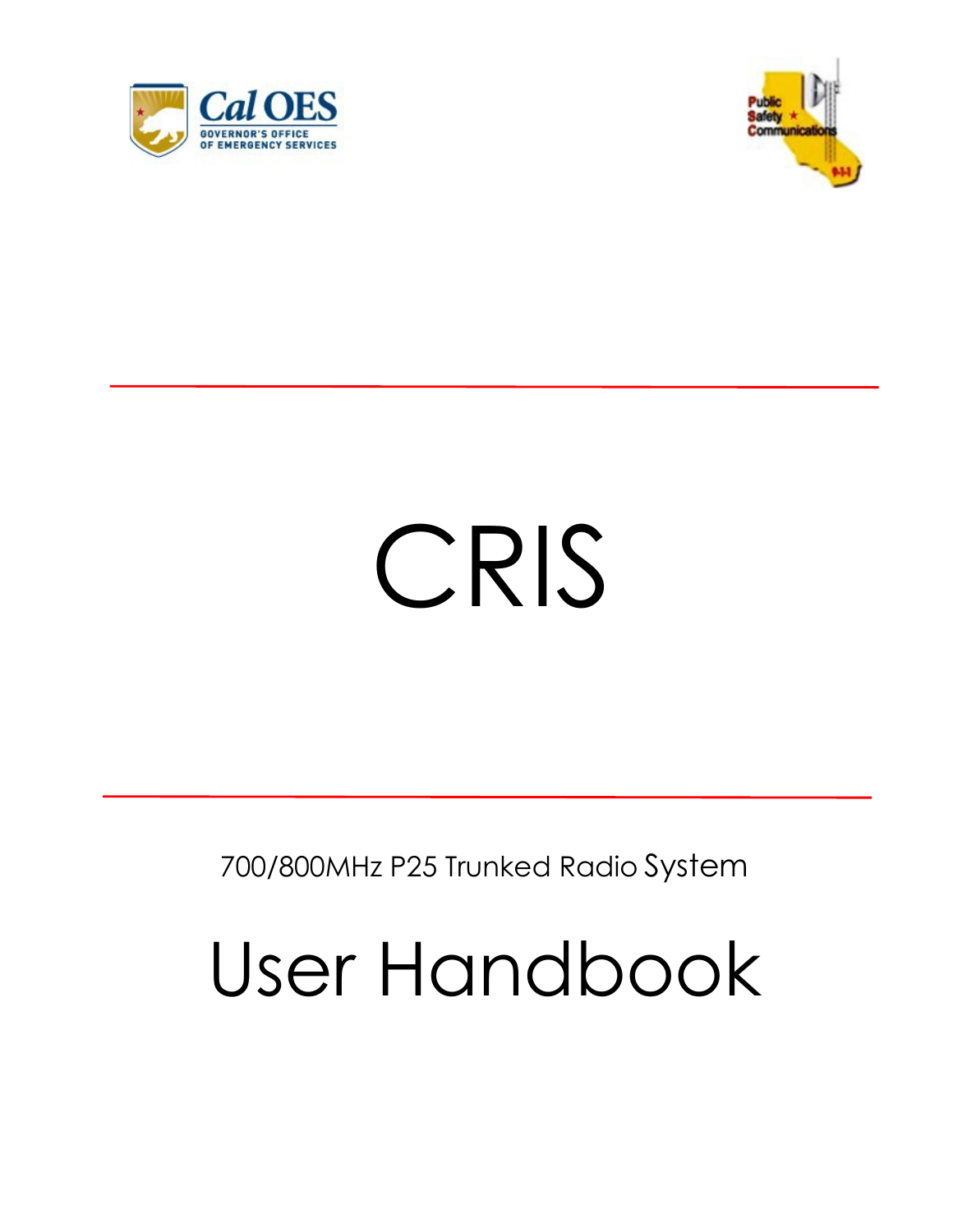Cal OES

GOVERNOR'S OFFICE OF EMERGENCY SERVICES

Public Safety Communications

# CRIS

700/800MHz P25 Trunked Radio System

# User Handbook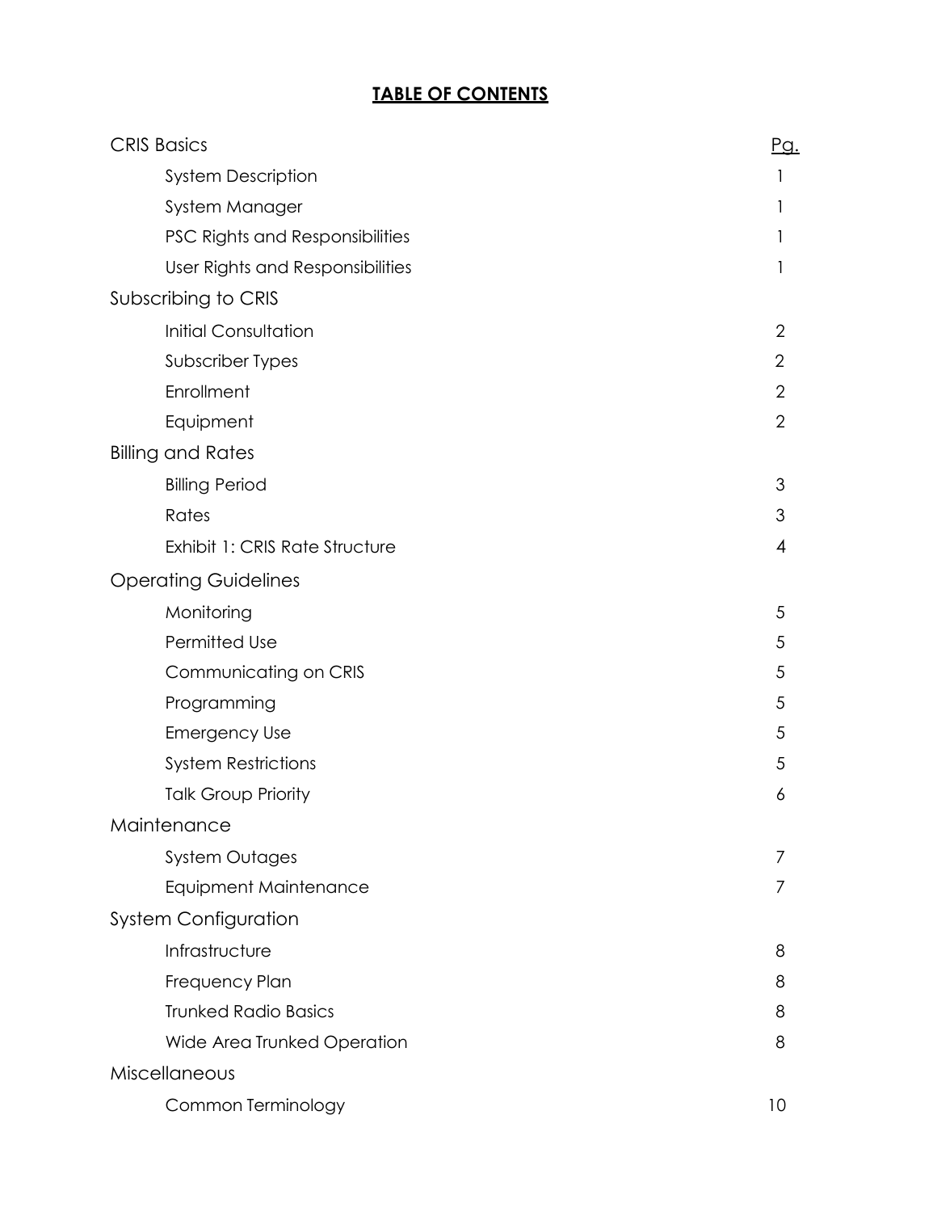# TABLE OF CONTENTS

| CRIS Basics | Pg. |
|---|---|
| System Description | 1 |
| System Manager | 1 |
| PSC Rights and Responsibilities | 1 |
| User Rights and Responsibilities | 1 |
| **Subscribing to CRIS** | |
| Initial Consultation | 2 |
| Subscriber Types | 2 |
| Enrollment | 2 |
| Equipment | 2 |
| **Billing and Rates** | |
| Billing Period | 3 |
| Rates | 3 |
| Exhibit 1: CRIS Rate Structure | 4 |
| **Operating Guidelines** | |
| Monitoring | 5 |
| Permitted Use | 5 |
| Communicating on CRIS | 5 |
| Programming | 5 |
| Emergency Use | 5 |
| System Restrictions | 5 |
| Talk Group Priority | 6 |
| **Maintenance** | |
| System Outages | 7 |
| Equipment Maintenance | 7 |
| **System Configuration** | |
| Infrastructure | 8 |
| Frequency Plan | 8 |
| Trunked Radio Basics | 8 |
| Wide Area Trunked Operation | 8 |
| **Miscellaneous** | |
| Common Terminology | 10 |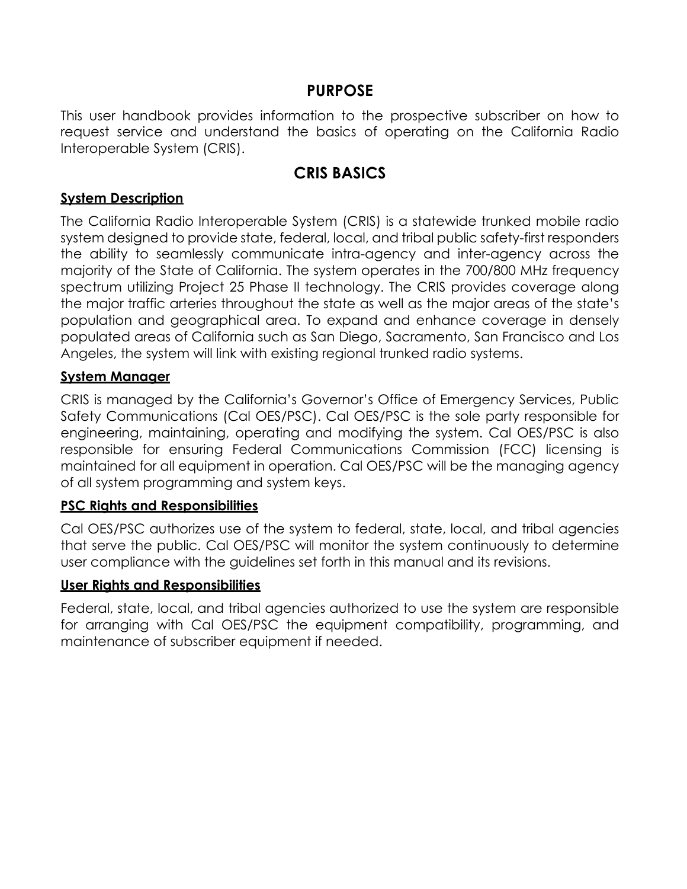# PURPOSE

This user handbook provides information to the prospective subscriber on how to request service and understand the basics of operating on the California Radio Interoperable System (CRIS).

# CRIS BASICS

## System Description

The California Radio Interoperable System (CRIS) is a statewide trunked mobile radio system designed to provide state, federal, local, and tribal public safety-first responders the ability to seamlessly communicate intra-agency and inter-agency across the majority of the State of California. The system operates in the 700/800 MHz frequency spectrum utilizing Project 25 Phase II technology. The CRIS provides coverage along the major traffic arteries throughout the state as well as the major areas of the state's population and geographical area. To expand and enhance coverage in densely populated areas of California such as San Diego, Sacramento, San Francisco and Los Angeles, the system will link with existing regional trunked radio systems.

## System Manager

CRIS is managed by the California's Governor's Office of Emergency Services, Public Safety Communications (Cal OES/PSC). Cal OES/PSC is the sole party responsible for engineering, maintaining, operating and modifying the system. Cal OES/PSC is also responsible for ensuring Federal Communications Commission (FCC) licensing is maintained for all equipment in operation. Cal OES/PSC will be the managing agency of all system programming and system keys.

## PSC Rights and Responsibilities

Cal OES/PSC authorizes use of the system to federal, state, local, and tribal agencies that serve the public. Cal OES/PSC will monitor the system continuously to determine user compliance with the guidelines set forth in this manual and its revisions.

## User Rights and Responsibilities

Federal, state, local, and tribal agencies authorized to use the system are responsible for arranging with Cal OES/PSC the equipment compatibility, programming, and maintenance of subscriber equipment if needed.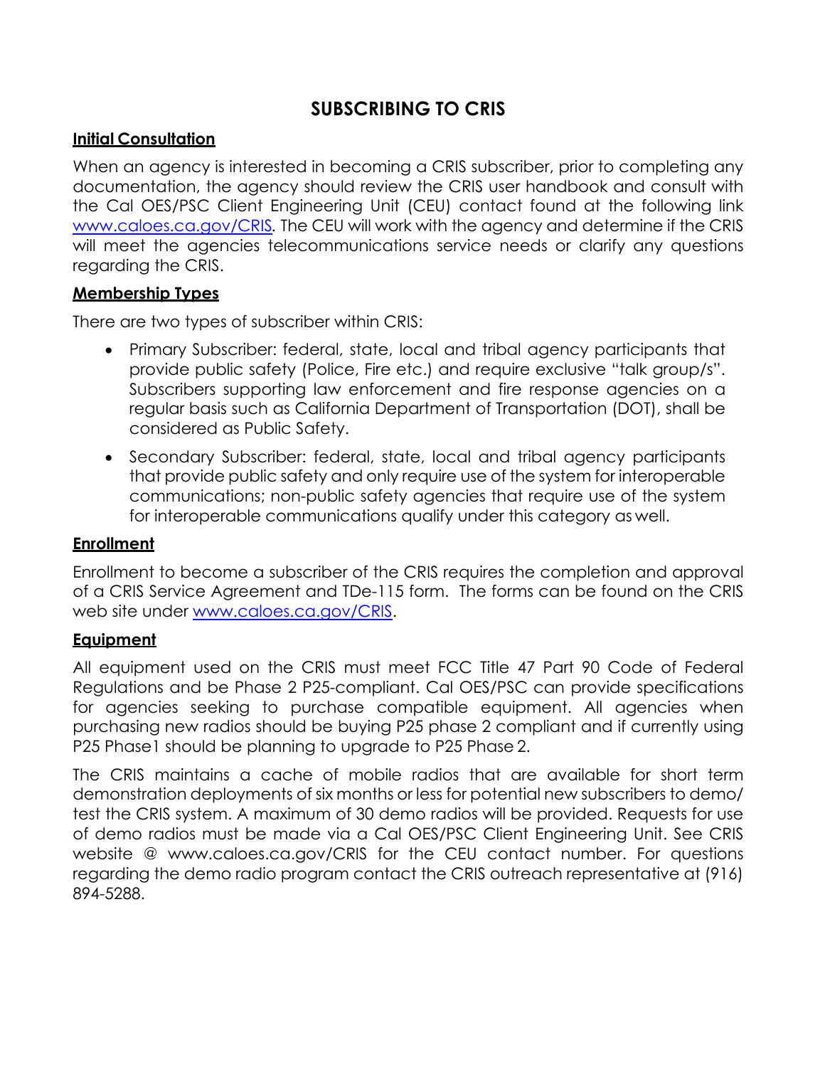# SUBSCRIBING TO CRIS

## Initial Consultation

When an agency is interested in becoming a CRIS subscriber, prior to completing any documentation, the agency should review the CRIS user handbook and consult with the Cal OES/PSC Client Engineering Unit (CEU) contact found at the following link [www.caloes.ca.gov/CRIS](www.caloes.ca.gov/CRIS). The CEU will work with the agency and determine if the CRIS will meet the agencies telecommunications service needs or clarify any questions regarding the CRIS.

## Membership Types

There are two types of subscriber within CRIS:

- Primary Subscriber: federal, state, local and tribal agency participants that provide public safety (Police, Fire etc.) and require exclusive "talk group/s". Subscribers supporting law enforcement and fire response agencies on a regular basis such as California Department of Transportation (DOT), shall be considered as Public Safety.
- Secondary Subscriber: federal, state, local and tribal agency participants that provide public safety and only require use of the system for interoperable communications; non-public safety agencies that require use of the system for interoperable communications qualify under this category as well.

## Enrollment

Enrollment to become a subscriber of the CRIS requires the completion and approval of a CRIS Service Agreement and TDe-115 form. The forms can be found on the CRIS web site under [www.caloes.ca.gov/CRIS](www.caloes.ca.gov/CRIS).

## Equipment

All equipment used on the CRIS must meet FCC Title 47 Part 90 Code of Federal Regulations and be Phase 2 P25-compliant. Cal OES/PSC can provide specifications for agencies seeking to purchase compatible equipment. All agencies when purchasing new radios should be buying P25 phase 2 compliant and if currently using P25 Phase1 should be planning to upgrade to P25 Phase 2.

The CRIS maintains a cache of mobile radios that are available for short term demonstration deployments of six months or less for potential new subscribers to demo/ test the CRIS system. A maximum of 30 demo radios will be provided. Requests for use of demo radios must be made via a Cal OES/PSC Client Engineering Unit. See CRIS website @ www.caloes.ca.gov/CRIS for the CEU contact number. For questions regarding the demo radio program contact the CRIS outreach representative at (916) 894-5288.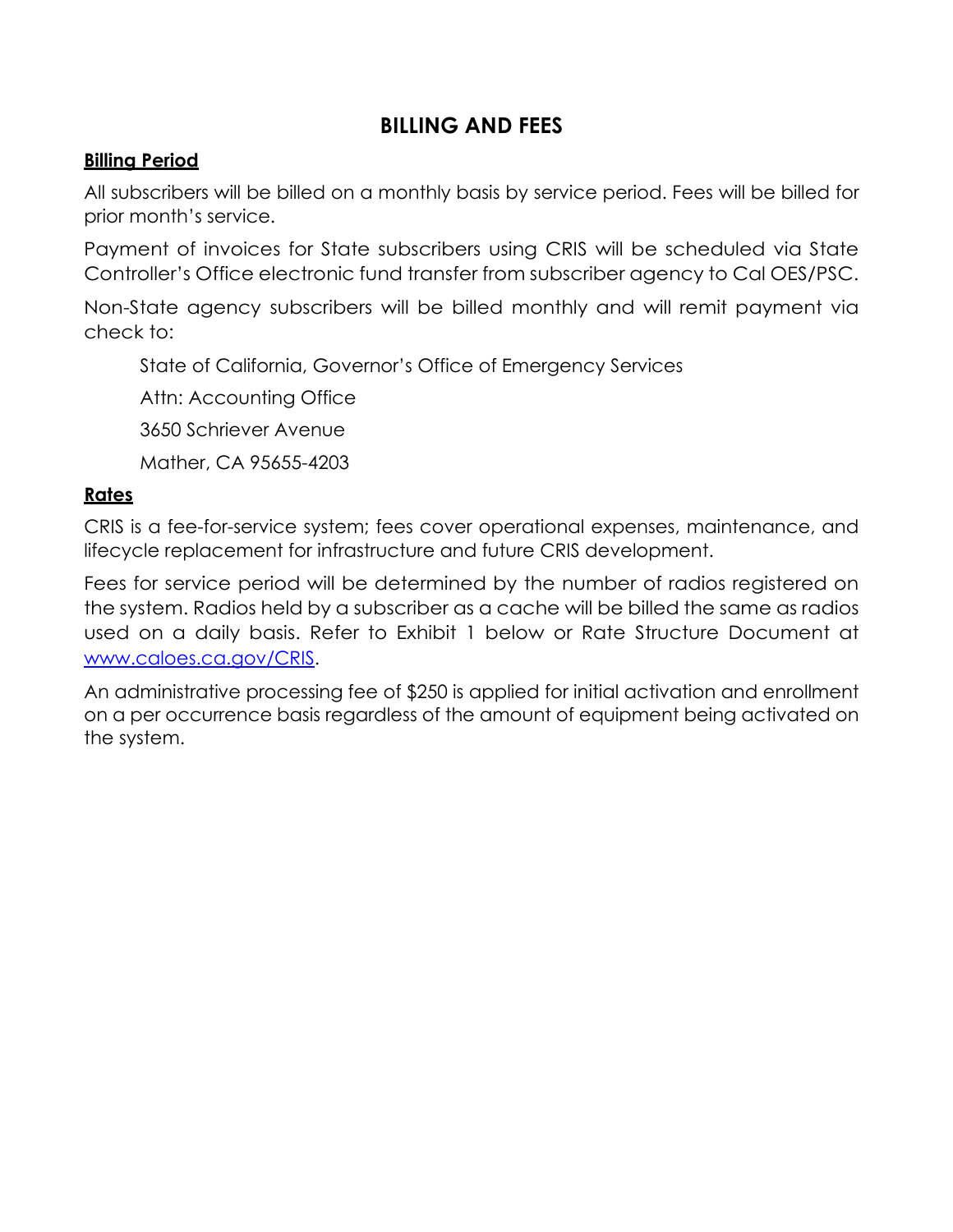## BILLING AND FEES

### Billing Period

All subscribers will be billed on a monthly basis by service period. Fees will be billed for prior month's service.

Payment of invoices for State subscribers using CRIS will be scheduled via State Controller's Office electronic fund transfer from subscriber agency to Cal OES/PSC.

Non-State agency subscribers will be billed monthly and will remit payment via check to:

State of California, Governor's Office of Emergency Services

Attn: Accounting Office

3650 Schriever Avenue

Mather, CA 95655-4203

### Rates

CRIS is a fee-for-service system; fees cover operational expenses, maintenance, and lifecycle replacement for infrastructure and future CRIS development.

Fees for service period will be determined by the number of radios registered on the system. Radios held by a subscriber as a cache will be billed the same as radios used on a daily basis. Refer to Exhibit 1 below or Rate Structure Document at [www.caloes.ca.gov/CRIS](www.caloes.ca.gov/CRIS).

An administrative processing fee of $250 is applied for initial activation and enrollment on a per occurrence basis regardless of the amount of equipment being activated on the system.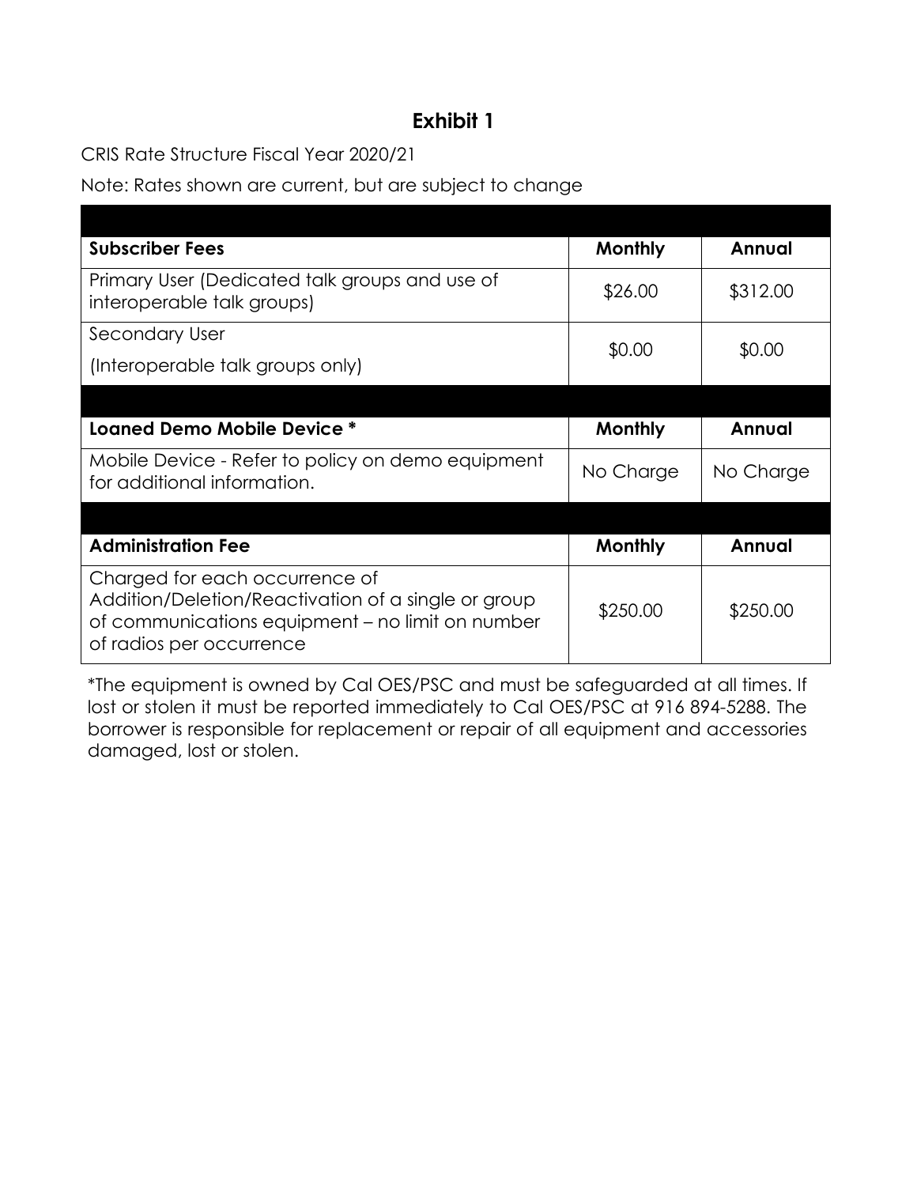# Exhibit 1

CRIS Rate Structure Fiscal Year 2020/21

Note: Rates shown are current, but are subject to change

| **Subscriber Fees** | **Monthly** | **Annual** |
|---|---|---|
| Primary User (Dedicated talk groups and use of interoperable talk groups) | $26.00 | $312.00 |
| Secondary User (Interoperable talk groups only) | $0.00 | $0.00 |
| | | |
| **Loaned Demo Mobile Device *** | **Monthly** | **Annual** |
| Mobile Device - Refer to policy on demo equipment for additional information. | No Charge | No Charge |
| | | |
| **Administration Fee** | **Monthly** | **Annual** |
| Charged for each occurrence of Addition/Deletion/Reactivation of a single or group of communications equipment – no limit on number of radios per occurrence | $250.00 | $250.00 |

*The equipment is owned by Cal OES/PSC and must be safeguarded at all times. If lost or stolen it must be reported immediately to Cal OES/PSC at 916 894-5288. The borrower is responsible for replacement or repair of all equipment and accessories damaged, lost or stolen.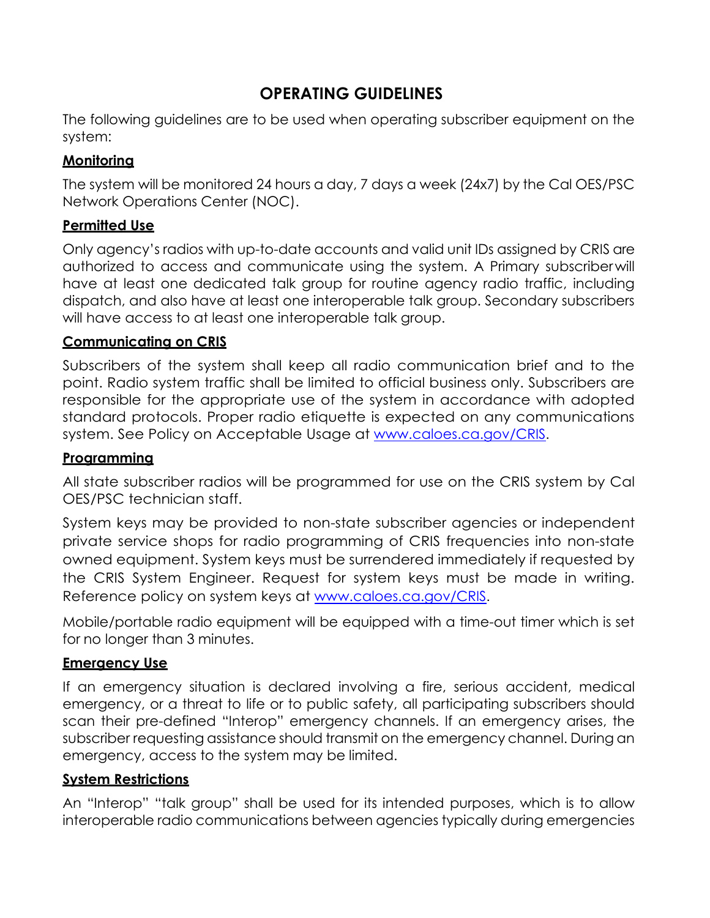# OPERATING GUIDELINES

The following guidelines are to be used when operating subscriber equipment on the system:

**Monitoring**

The system will be monitored 24 hours a day, 7 days a week (24x7) by the Cal OES/PSC Network Operations Center (NOC).

**Permitted Use**

Only agency's radios with up-to-date accounts and valid unit IDs assigned by CRIS are authorized to access and communicate using the system. A Primary subscriber will have at least one dedicated talk group for routine agency radio traffic, including dispatch, and also have at least one interoperable talk group. Secondary subscribers will have access to at least one interoperable talk group.

**Communicating on CRIS**

Subscribers of the system shall keep all radio communication brief and to the point. Radio system traffic shall be limited to official business only. Subscribers are responsible for the appropriate use of the system in accordance with adopted standard protocols. Proper radio etiquette is expected on any communications system. See Policy on Acceptable Usage at [www.caloes.ca.gov/CRIS](www.caloes.ca.gov/CRIS).

**Programming**

All state subscriber radios will be programmed for use on the CRIS system by Cal OES/PSC technician staff.

System keys may be provided to non-state subscriber agencies or independent private service shops for radio programming of CRIS frequencies into non-state owned equipment. System keys must be surrendered immediately if requested by the CRIS System Engineer. Request for system keys must be made in writing. Reference policy on system keys at [www.caloes.ca.gov/CRIS](www.caloes.ca.gov/CRIS).

Mobile/portable radio equipment will be equipped with a time-out timer which is set for no longer than 3 minutes.

**Emergency Use**

If an emergency situation is declared involving a fire, serious accident, medical emergency, or a threat to life or to public safety, all participating subscribers should scan their pre-defined "Interop" emergency channels. If an emergency arises, the subscriber requesting assistance should transmit on the emergency channel. During an emergency, access to the system may be limited.

**System Restrictions**

An "Interop" "talk group" shall be used for its intended purposes, which is to allow interoperable radio communications between agencies typically during emergencies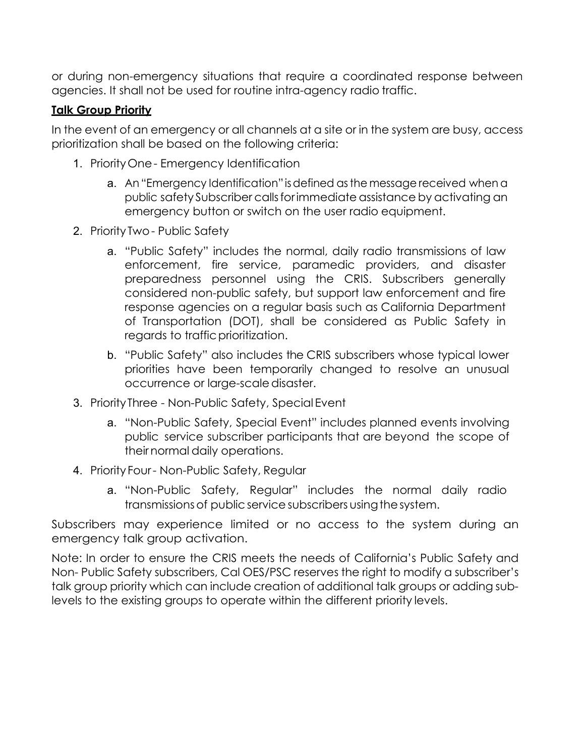or during non-emergency situations that require a coordinated response between agencies. It shall not be used for routine intra-agency radio traffic.

**Talk Group Priority**

In the event of an emergency or all channels at a site or in the system are busy, access prioritization shall be based on the following criteria:

1. Priority One - Emergency Identification
    a. An "Emergency Identification" is defined as the message received when a public safety Subscriber calls for immediate assistance by activating an emergency button or switch on the user radio equipment.
2. Priority Two - Public Safety
    a. "Public Safety" includes the normal, daily radio transmissions of law enforcement, fire service, paramedic providers, and disaster preparedness personnel using the CRIS. Subscribers generally considered non-public safety, but support law enforcement and fire response agencies on a regular basis such as California Department of Transportation (DOT), shall be considered as Public Safety in regards to traffic prioritization.
    b. "Public Safety" also includes the CRIS subscribers whose typical lower priorities have been temporarily changed to resolve an unusual occurrence or large-scale disaster.
3. Priority Three - Non-Public Safety, Special Event
    a. "Non-Public Safety, Special Event" includes planned events involving public service subscriber participants that are beyond the scope of their normal daily operations.
4. Priority Four - Non-Public Safety, Regular
    a. "Non-Public Safety, Regular" includes the normal daily radio transmissions of public service subscribers using the system.

Subscribers may experience limited or no access to the system during an emergency talk group activation.

Note: In order to ensure the CRIS meets the needs of California's Public Safety and Non- Public Safety subscribers, Cal OES/PSC reserves the right to modify a subscriber's talk group priority which can include creation of additional talk groups or adding sub-levels to the existing groups to operate within the different priority levels.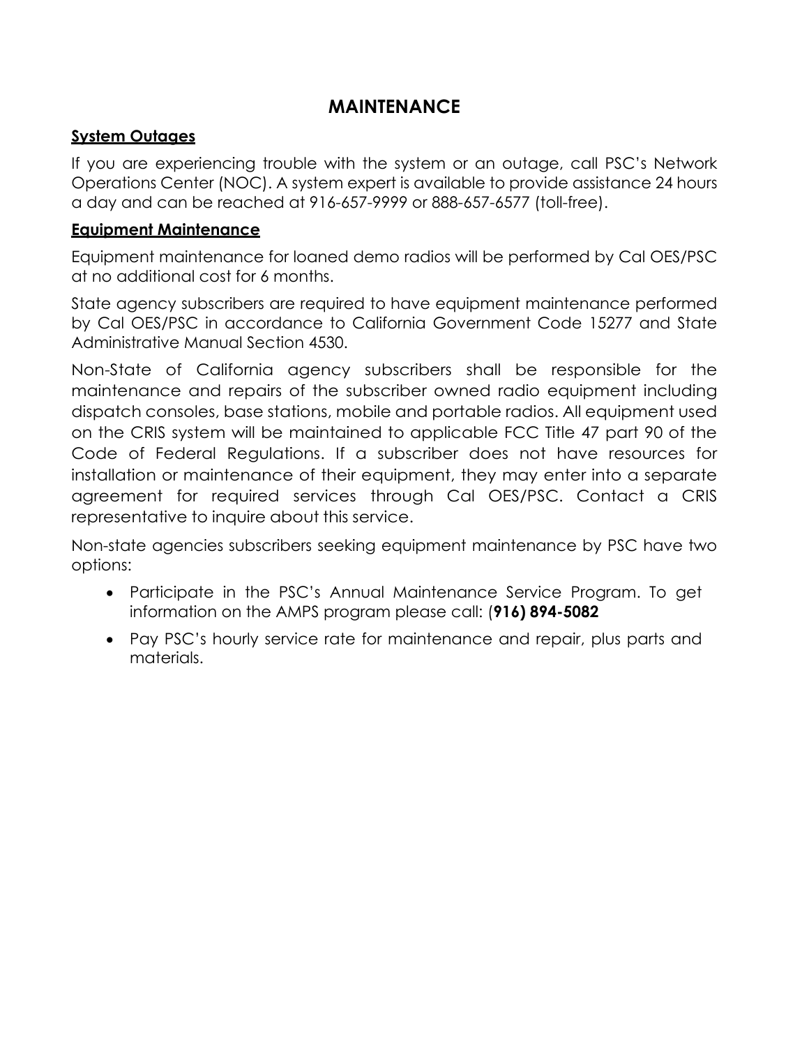# MAINTENANCE

## System Outages

If you are experiencing trouble with the system or an outage, call PSC's Network Operations Center (NOC). A system expert is available to provide assistance 24 hours a day and can be reached at 916-657-9999 or 888-657-6577 (toll-free).

## Equipment Maintenance

Equipment maintenance for loaned demo radios will be performed by Cal OES/PSC at no additional cost for 6 months.

State agency subscribers are required to have equipment maintenance performed by Cal OES/PSC in accordance to California Government Code 15277 and State Administrative Manual Section 4530.

Non-State of California agency subscribers shall be responsible for the maintenance and repairs of the subscriber owned radio equipment including dispatch consoles, base stations, mobile and portable radios. All equipment used on the CRIS system will be maintained to applicable FCC Title 47 part 90 of the Code of Federal Regulations. If a subscriber does not have resources for installation or maintenance of their equipment, they may enter into a separate agreement for required services through Cal OES/PSC. Contact a CRIS representative to inquire about this service.

Non-state agencies subscribers seeking equipment maintenance by PSC have two options:

- Participate in the PSC's Annual Maintenance Service Program. To get information on the AMPS program please call: (**916) 894-5082**
- Pay PSC's hourly service rate for maintenance and repair, plus parts and materials.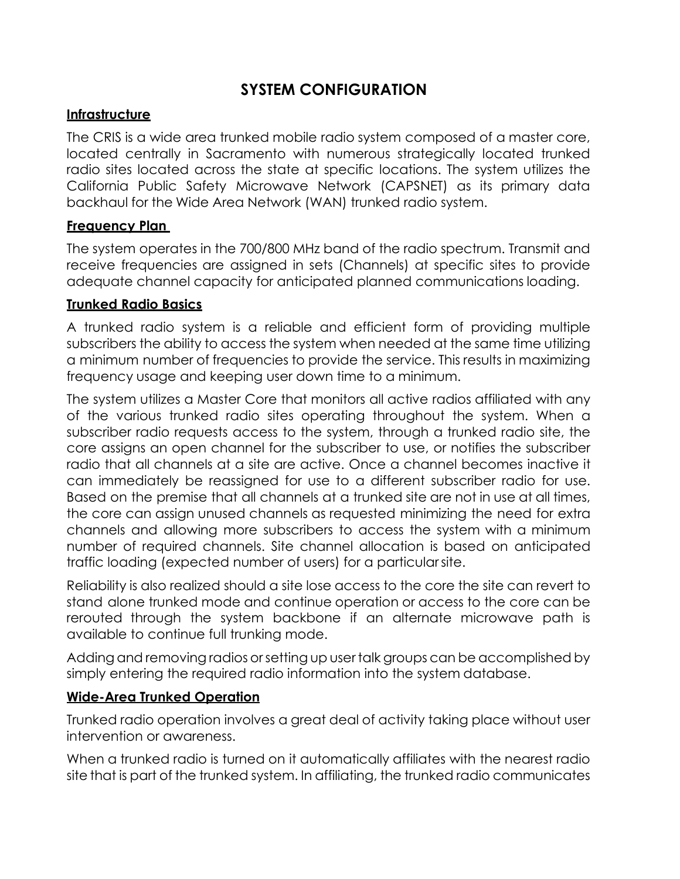# SYSTEM CONFIGURATION

## Infrastructure

The CRIS is a wide area trunked mobile radio system composed of a master core, located centrally in Sacramento with numerous strategically located trunked radio sites located across the state at specific locations. The system utilizes the California Public Safety Microwave Network (CAPSNET) as its primary data backhaul for the Wide Area Network (WAN) trunked radio system.

## Frequency Plan

The system operates in the 700/800 MHz band of the radio spectrum. Transmit and receive frequencies are assigned in sets (Channels) at specific sites to provide adequate channel capacity for anticipated planned communications loading.

## Trunked Radio Basics

A trunked radio system is a reliable and efficient form of providing multiple subscribers the ability to access the system when needed at the same time utilizing a minimum number of frequencies to provide the service. This results in maximizing frequency usage and keeping user down time to a minimum.

The system utilizes a Master Core that monitors all active radios affiliated with any of the various trunked radio sites operating throughout the system. When a subscriber radio requests access to the system, through a trunked radio site, the core assigns an open channel for the subscriber to use, or notifies the subscriber radio that all channels at a site are active. Once a channel becomes inactive it can immediately be reassigned for use to a different subscriber radio for use. Based on the premise that all channels at a trunked site are not in use at all times, the core can assign unused channels as requested minimizing the need for extra channels and allowing more subscribers to access the system with a minimum number of required channels. Site channel allocation is based on anticipated traffic loading (expected number of users) for a particular site.

Reliability is also realized should a site lose access to the core the site can revert to stand alone trunked mode and continue operation or access to the core can be rerouted through the system backbone if an alternate microwave path is available to continue full trunking mode.

Adding and removing radios or setting up user talk groups can be accomplished by simply entering the required radio information into the system database.

## Wide-Area Trunked Operation

Trunked radio operation involves a great deal of activity taking place without user intervention or awareness.

When a trunked radio is turned on it automatically affiliates with the nearest radio site that is part of the trunked system. In affiliating, the trunked radio communicates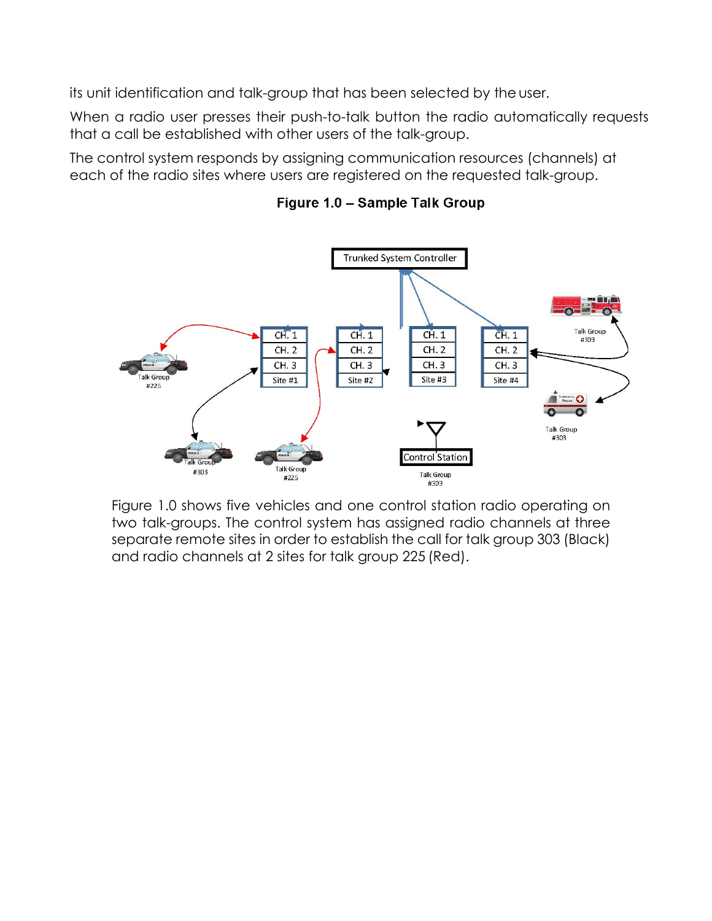its unit identification and talk-group that has been selected by the user.

When a radio user presses their push-to-talk button the radio automatically requests that a call be established with other users of the talk-group.

The control system responds by assigning communication resources (channels) at each of the radio sites where users are registered on the requested talk-group.

**Figure 1.0 – Sample Talk Group**

Figure 1.0 shows five vehicles and one control station radio operating on two talk-groups. The control system has assigned radio channels at three separate remote sites in order to establish the call for talk group 303 (Black) and radio channels at 2 sites for talk group 225 (Red).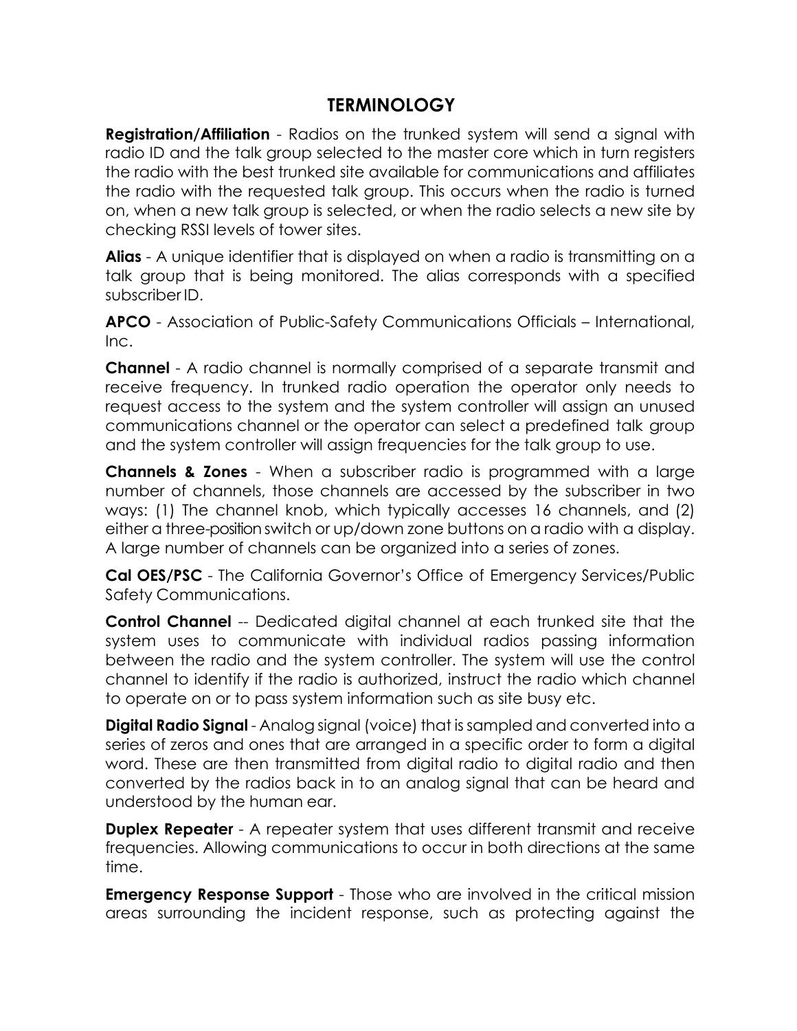## TERMINOLOGY

**Registration/Affiliation** - Radios on the trunked system will send a signal with radio ID and the talk group selected to the master core which in turn registers the radio with the best trunked site available for communications and affiliates the radio with the requested talk group. This occurs when the radio is turned on, when a new talk group is selected, or when the radio selects a new site by checking RSSI levels of tower sites.

**Alias** - A unique identifier that is displayed on when a radio is transmitting on a talk group that is being monitored. The alias corresponds with a specified subscriber ID.

**APCO** - Association of Public-Safety Communications Officials – International, Inc.

**Channel** - A radio channel is normally comprised of a separate transmit and receive frequency. In trunked radio operation the operator only needs to request access to the system and the system controller will assign an unused communications channel or the operator can select a predefined talk group and the system controller will assign frequencies for the talk group to use.

**Channels & Zones** - When a subscriber radio is programmed with a large number of channels, those channels are accessed by the subscriber in two ways: (1) The channel knob, which typically accesses 16 channels, and (2) either a three-position switch or up/down zone buttons on a radio with a display. A large number of channels can be organized into a series of zones.

**Cal OES/PSC** - The California Governor's Office of Emergency Services/Public Safety Communications.

**Control Channel** -- Dedicated digital channel at each trunked site that the system uses to communicate with individual radios passing information between the radio and the system controller. The system will use the control channel to identify if the radio is authorized, instruct the radio which channel to operate on or to pass system information such as site busy etc.

**Digital Radio Signal** - Analog signal (voice) that is sampled and converted into a series of zeros and ones that are arranged in a specific order to form a digital word. These are then transmitted from digital radio to digital radio and then converted by the radios back in to an analog signal that can be heard and understood by the human ear.

**Duplex Repeater** - A repeater system that uses different transmit and receive frequencies. Allowing communications to occur in both directions at the same time.

**Emergency Response Support** - Those who are involved in the critical mission areas surrounding the incident response, such as protecting against the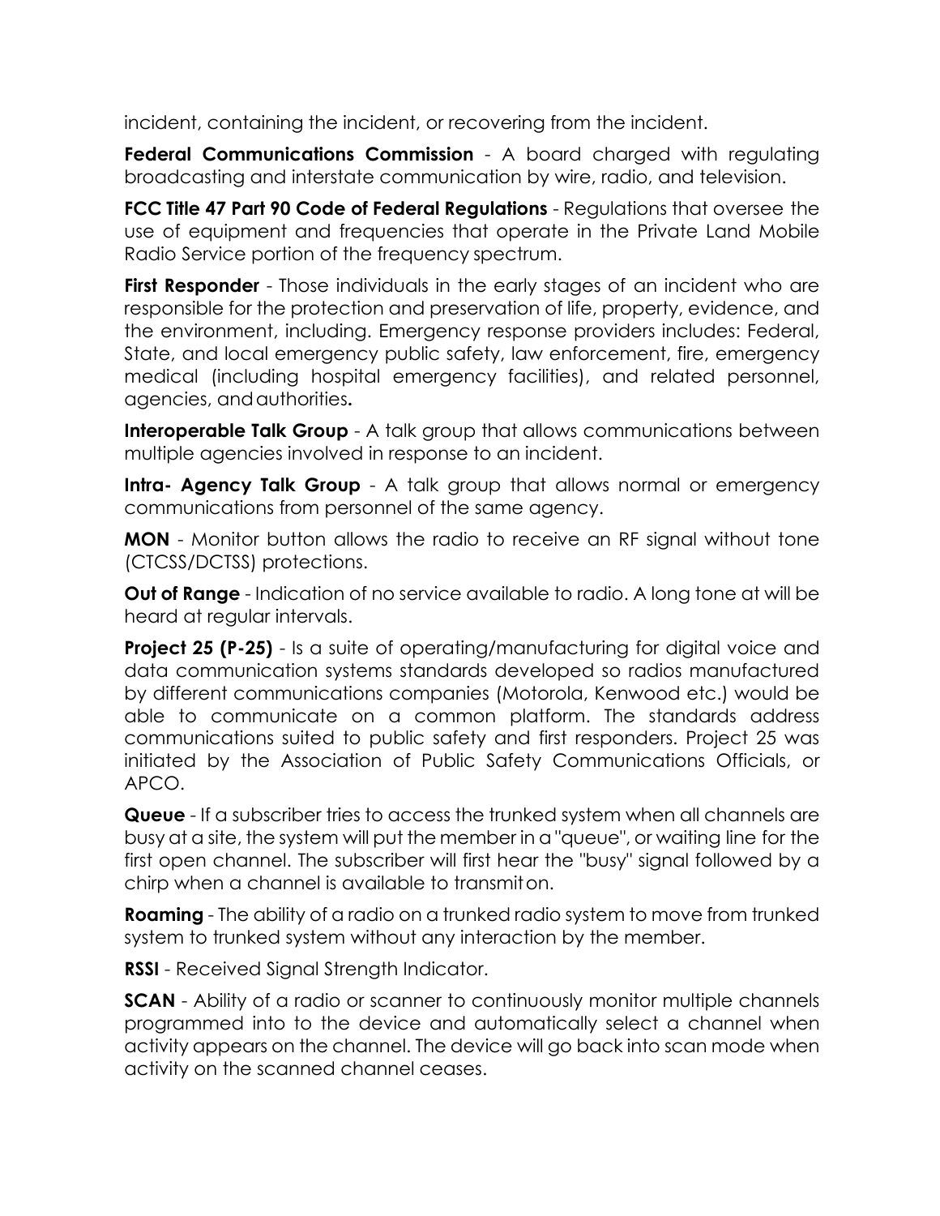incident, containing the incident, or recovering from the incident.

**Federal Communications Commission** - A board charged with regulating broadcasting and interstate communication by wire, radio, and television.

**FCC Title 47 Part 90 Code of Federal Regulations** - Regulations that oversee the use of equipment and frequencies that operate in the Private Land Mobile Radio Service portion of the frequency spectrum.

**First Responder** - Those individuals in the early stages of an incident who are responsible for the protection and preservation of life, property, evidence, and the environment, including. Emergency response providers includes: Federal, State, and local emergency public safety, law enforcement, fire, emergency medical (including hospital emergency facilities), and related personnel, agencies, and authorities**.**

**Interoperable Talk Group** - A talk group that allows communications between multiple agencies involved in response to an incident.

**Intra- Agency Talk Group** - A talk group that allows normal or emergency communications from personnel of the same agency.

**MON** - Monitor button allows the radio to receive an RF signal without tone (CTCSS/DCTSS) protections.

**Out of Range** - Indication of no service available to radio. A long tone at will be heard at regular intervals.

**Project 25 (P-25)** - Is a suite of operating/manufacturing for digital voice and data communication systems standards developed so radios manufactured by different communications companies (Motorola, Kenwood etc.) would be able to communicate on a common platform. The standards address communications suited to public safety and first responders. Project 25 was initiated by the Association of Public Safety Communications Officials, or APCO.

**Queue** - If a subscriber tries to access the trunked system when all channels are busy at a site, the system will put the member in a "queue", or waiting line for the first open channel. The subscriber will first hear the "busy" signal followed by a chirp when a channel is available to transmit on.

**Roaming** - The ability of a radio on a trunked radio system to move from trunked system to trunked system without any interaction by the member.

**RSSI** - Received Signal Strength Indicator.

**SCAN** - Ability of a radio or scanner to continuously monitor multiple channels programmed into to the device and automatically select a channel when activity appears on the channel. The device will go back into scan mode when activity on the scanned channel ceases.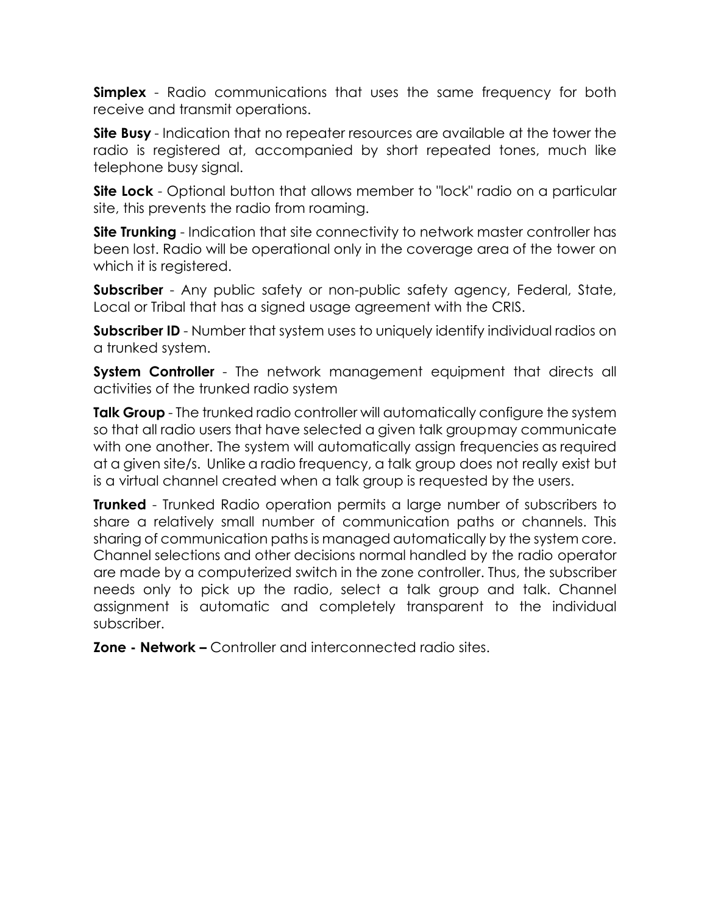**Simplex** - Radio communications that uses the same frequency for both receive and transmit operations.

**Site Busy** - Indication that no repeater resources are available at the tower the radio is registered at, accompanied by short repeated tones, much like telephone busy signal.

**Site Lock** - Optional button that allows member to "lock" radio on a particular site, this prevents the radio from roaming.

**Site Trunking** - Indication that site connectivity to network master controller has been lost. Radio will be operational only in the coverage area of the tower on which it is registered.

**Subscriber** - Any public safety or non-public safety agency, Federal, State, Local or Tribal that has a signed usage agreement with the CRIS.

**Subscriber ID** - Number that system uses to uniquely identify individual radios on a trunked system.

**System Controller** - The network management equipment that directs all activities of the trunked radio system

**Talk Group** - The trunked radio controller will automatically configure the system so that all radio users that have selected a given talk groupmay communicate with one another. The system will automatically assign frequencies as required at a given site/s. Unlike a radio frequency, a talk group does not really exist but is a virtual channel created when a talk group is requested by the users.

**Trunked** - Trunked Radio operation permits a large number of subscribers to share a relatively small number of communication paths or channels. This sharing of communication paths is managed automatically by the system core. Channel selections and other decisions normal handled by the radio operator are made by a computerized switch in the zone controller. Thus, the subscriber needs only to pick up the radio, select a talk group and talk. Channel assignment is automatic and completely transparent to the individual subscriber.

**Zone - Network –** Controller and interconnected radio sites.